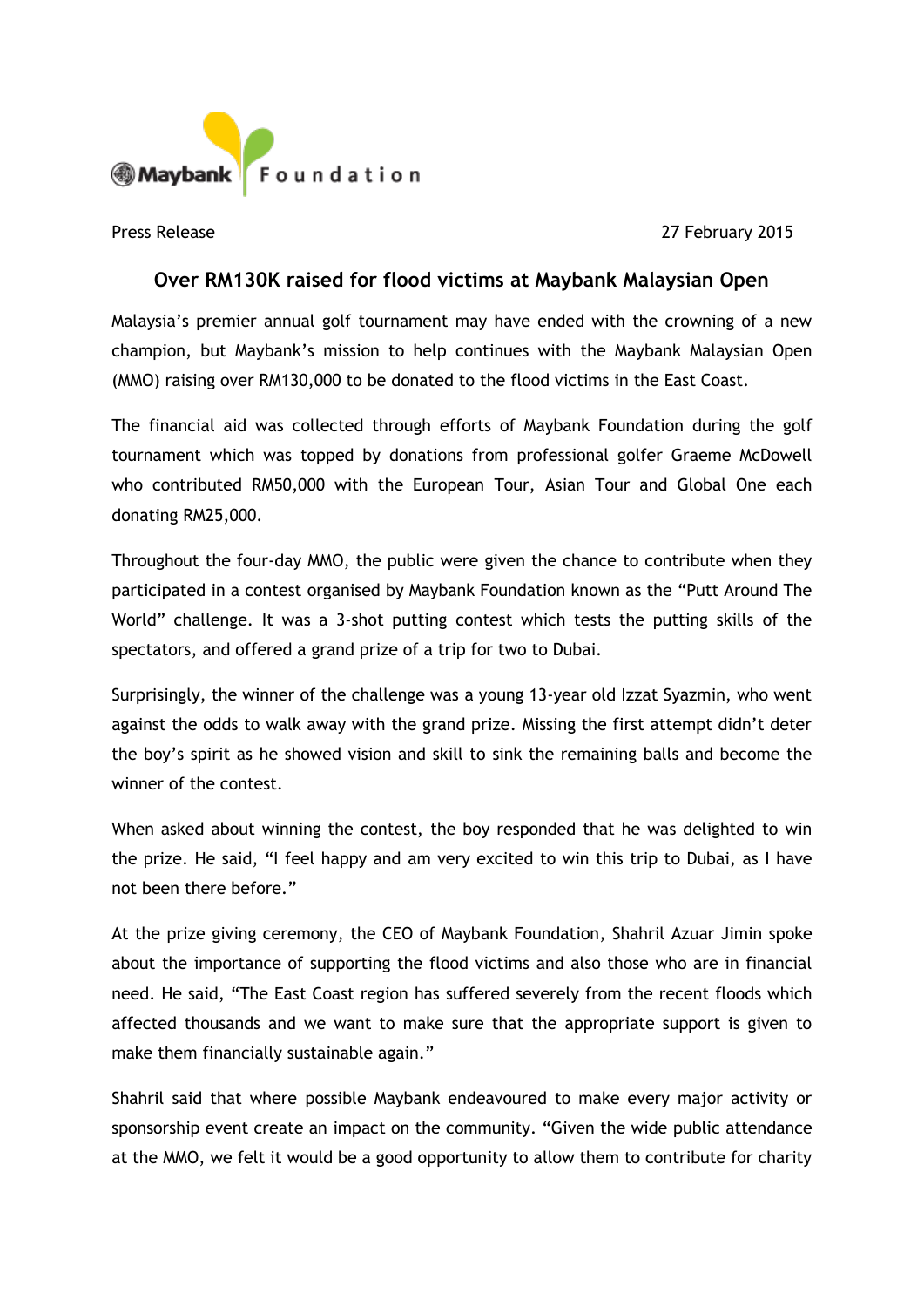Maybank Foundation

Press Release 27 February 2015

## Over RM130K raised for flood victims at Maybank Malaysian Open

Malaysia's premier annual golf tournament may have ended with the crowning of a new champion, but Maybank's mission to help continues with the Maybank Malaysian Open (MMO) raising over RM130,000 to be donated to the flood victims in the East Coast.

The financial aid was collected through efforts of Maybank Foundation during the golf tournament which was topped by donations from professional golfer Graeme McDowell who contributed RM50,000 with the European Tour, Asian Tour and Global One each donating RM25,000.

Throughout the four-day MMO, the public were given the chance to contribute when they participated in a contest organised by Maybank Foundation known as the "Putt Around The World" challenge. It was a 3-shot putting contest which tests the putting skills of the spectators, and offered a grand prize of a trip for two to Dubai.

Surprisingly, the winner of the challenge was a young 13-year old Izzat Syazmin, who went against the odds to walk away with the grand prize. Missing the first attempt didn't deter the boy's spirit as he showed vision and skill to sink the remaining balls and become the winner of the contest.

When asked about winning the contest, the boy responded that he was delighted to win the prize. He said, "I feel happy and am very excited to win this trip to Dubai, as I have not been there before."

At the prize giving ceremony, the CEO of Maybank Foundation, Shahril Azuar Jimin spoke about the importance of supporting the flood victims and also those who are in financial need. He said, "The East Coast region has suffered severely from the recent floods which affected thousands and we want to make sure that the appropriate support is given to make them financially sustainable again."

Shahril said that where possible Maybank endeavoured to make every major activity or sponsorship event create an impact on the community. "Given the wide public attendance at the MMO, we felt it would be a good opportunity to allow them to contribute for charity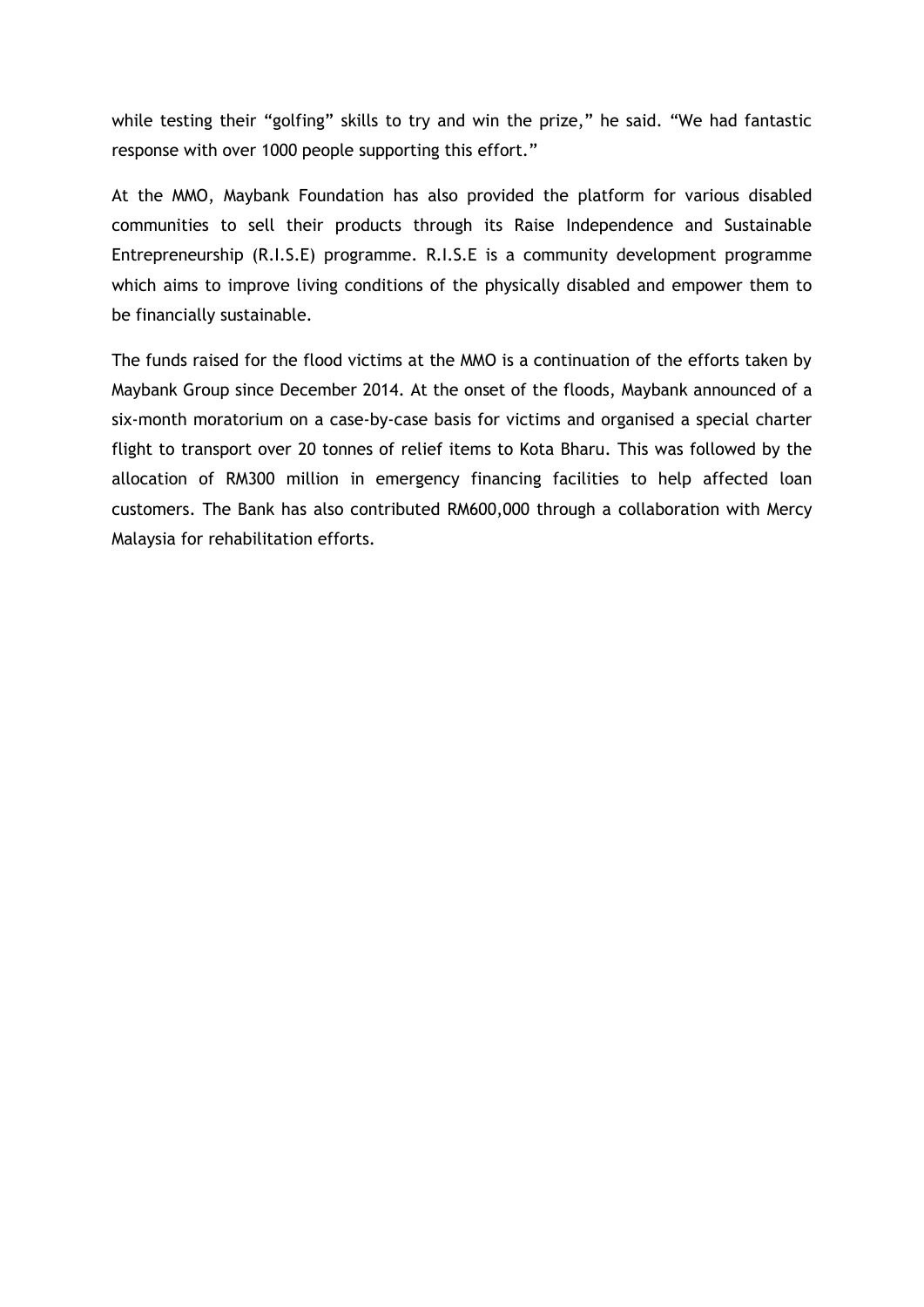while testing their "golfing" skills to try and win the prize," he said. "We had fantastic response with over 1000 people supporting this effort."

At the MMO, Maybank Foundation has also provided the platform for various disabled communities to sell their products through its Raise Independence and Sustainable Entrepreneurship (R.I.S.E) programme. R.I.S.E is a community development programme which aims to improve living conditions of the physically disabled and empower them to be financially sustainable.

The funds raised for the flood victims at the MMO is a continuation of the efforts taken by Maybank Group since December 2014. At the onset of the floods, Maybank announced of a six-month moratorium on a case-by-case basis for victims and organised a special charter flight to transport over 20 tonnes of relief items to Kota Bharu. This was followed by the allocation of RM300 million in emergency financing facilities to help affected loan customers. The Bank has also contributed RM600,000 through a collaboration with Mercy Malaysia for rehabilitation efforts.